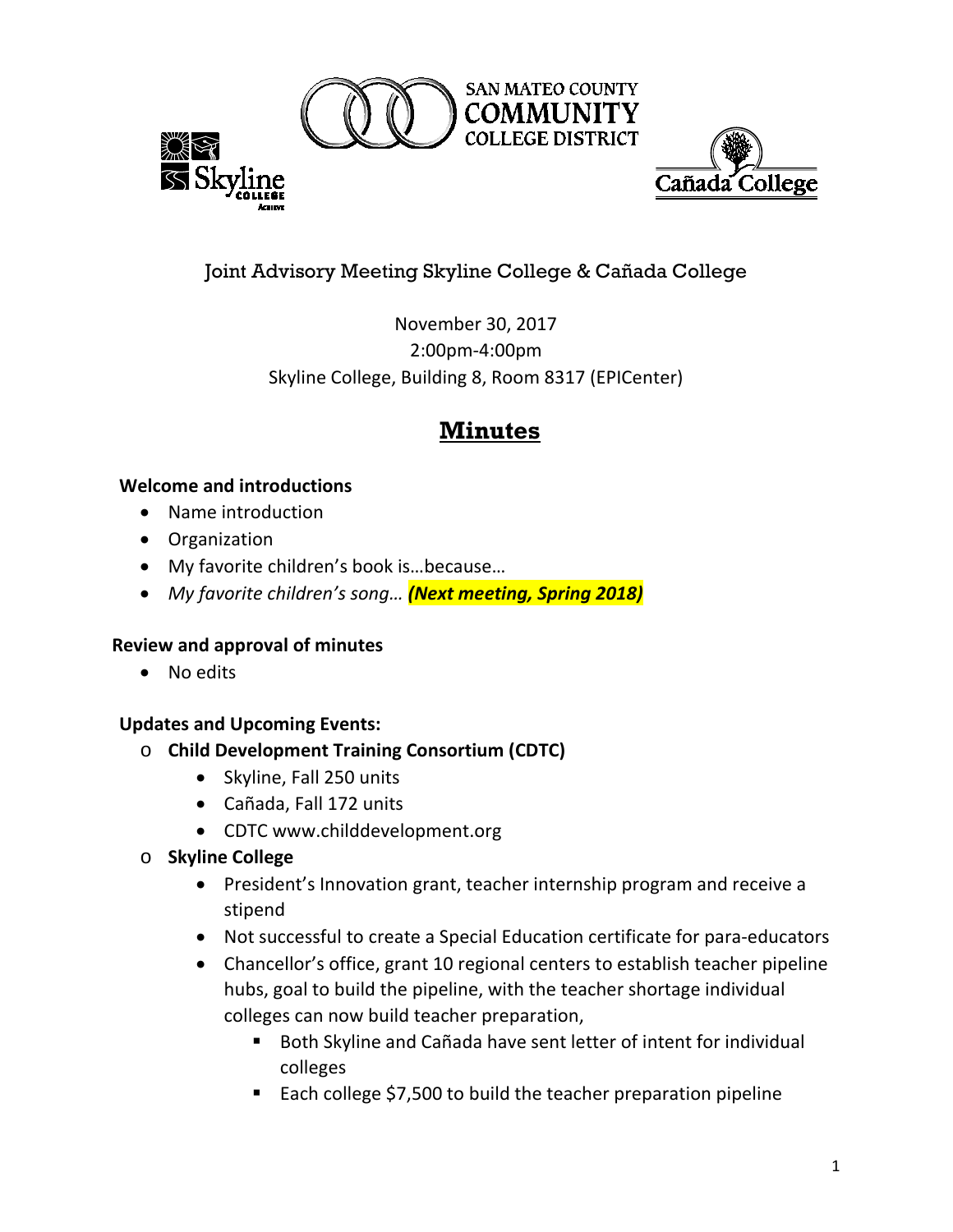SAN MATEO COUNTY COMMUNITY COLLEGE DISTRICT

Skyline College

Cañada College

## Joint Advisory Meeting Skyline College & Cañada College

November 30, 2017
2:00pm-4:00pm
Skyline College, Building 8, Room 8317 (EPICenter)

# Minutes

**Welcome and introductions**

- Name introduction
- Organization
- My favorite children's book is…because…
- *My favorite children's song…* ***(Next meeting, Spring 2018)***

**Review and approval of minutes**

- No edits

**Updates and Upcoming Events:**

- **Child Development Training Consortium (CDTC)**
  - Skyline, Fall 250 units
  - Cañada, Fall 172 units
  - CDTC www.childdevelopment.org
- **Skyline College**
  - President's Innovation grant, teacher internship program and receive a stipend
  - Not successful to create a Special Education certificate for para-educators
  - Chancellor's office, grant 10 regional centers to establish teacher pipeline hubs, goal to build the pipeline, with the teacher shortage individual colleges can now build teacher preparation,
    - Both Skyline and Cañada have sent letter of intent for individual colleges
    - Each college $7,500 to build the teacher preparation pipeline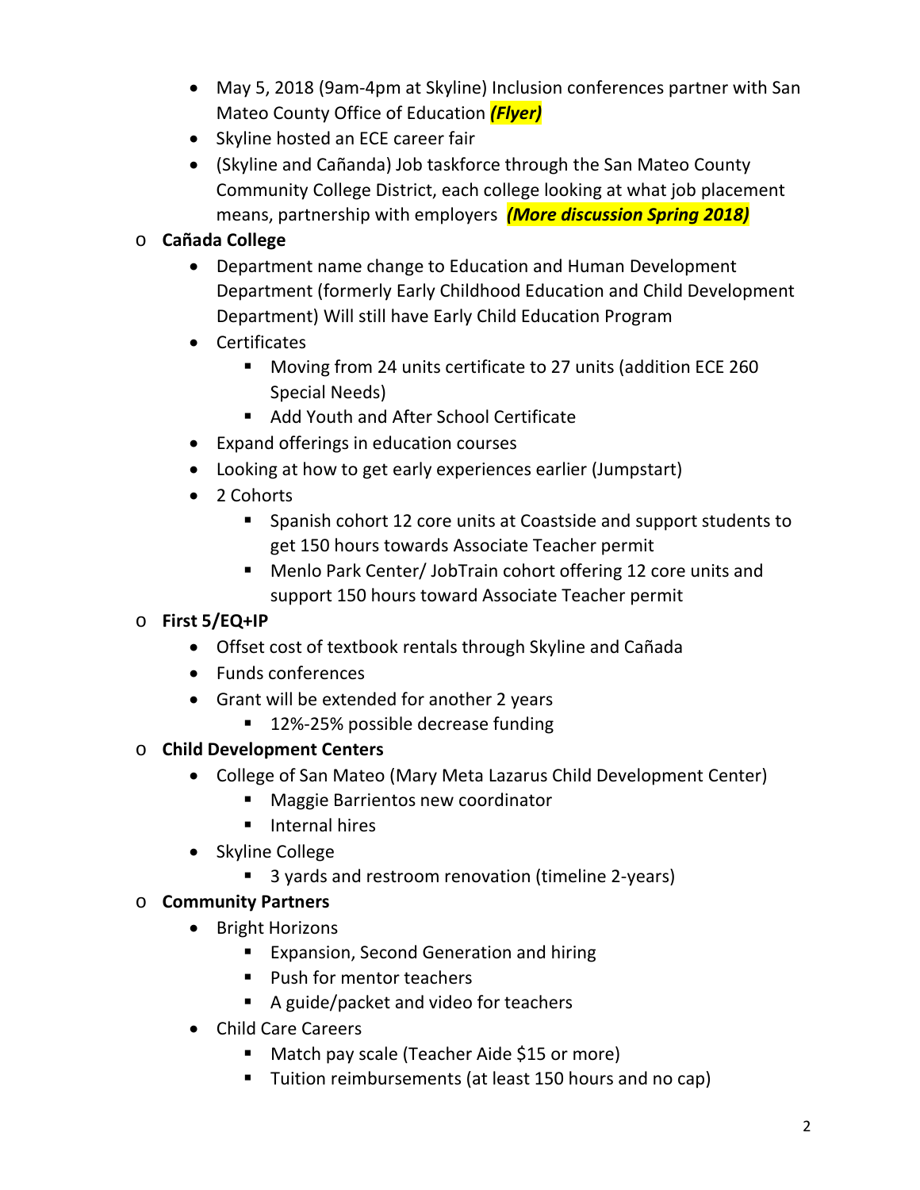- May 5, 2018 (9am-4pm at Skyline) Inclusion conferences partner with San Mateo County Office of Education ***(Flyer)***
    - Skyline hosted an ECE career fair
    - (Skyline and Cañanda) Job taskforce through the San Mateo County Community College District, each college looking at what job placement means, partnership with employers ***(More discussion Spring 2018)***
- **Cañada College**
    - Department name change to Education and Human Development Department (formerly Early Childhood Education and Child Development Department) Will still have Early Child Education Program
    - Certificates
        - Moving from 24 units certificate to 27 units (addition ECE 260 Special Needs)
        - Add Youth and After School Certificate
    - Expand offerings in education courses
    - Looking at how to get early experiences earlier (Jumpstart)
    - 2 Cohorts
        - Spanish cohort 12 core units at Coastside and support students to get 150 hours towards Associate Teacher permit
        - Menlo Park Center/ JobTrain cohort offering 12 core units and support 150 hours toward Associate Teacher permit
- **First 5/EQ+IP**
    - Offset cost of textbook rentals through Skyline and Cañada
    - Funds conferences
    - Grant will be extended for another 2 years
        - 12%-25% possible decrease funding
- **Child Development Centers**
    - College of San Mateo (Mary Meta Lazarus Child Development Center)
        - Maggie Barrientos new coordinator
        - Internal hires
    - Skyline College
        - 3 yards and restroom renovation (timeline 2-years)
- **Community Partners**
    - Bright Horizons
        - Expansion, Second Generation and hiring
        - Push for mentor teachers
        - A guide/packet and video for teachers
    - Child Care Careers
        - Match pay scale (Teacher Aide $15 or more)
        - Tuition reimbursements (at least 150 hours and no cap)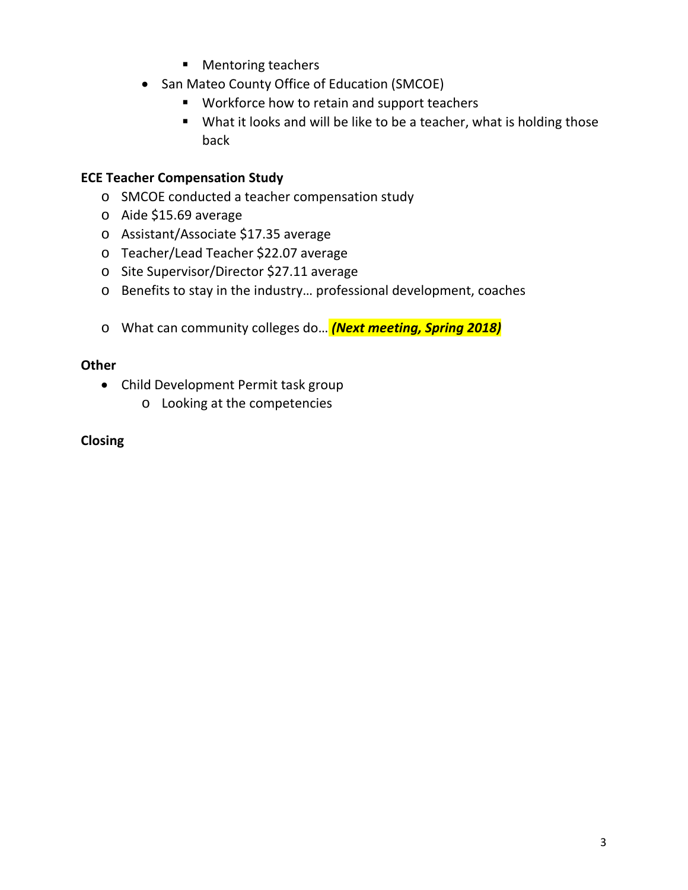- Mentoring teachers
  - San Mateo County Office of Education (SMCOE)
      - Workforce how to retain and support teachers
      - What it looks and will be like to be a teacher, what is holding those back

**ECE Teacher Compensation Study**

- SMCOE conducted a teacher compensation study
- Aide $15.69 average
- Assistant/Associate $17.35 average
- Teacher/Lead Teacher $22.07 average
- Site Supervisor/Director $27.11 average
- Benefits to stay in the industry… professional development, coaches

- What can community colleges do… ***(Next meeting, Spring 2018)***

**Other**

- Child Development Permit task group
  - Looking at the competencies

**Closing**